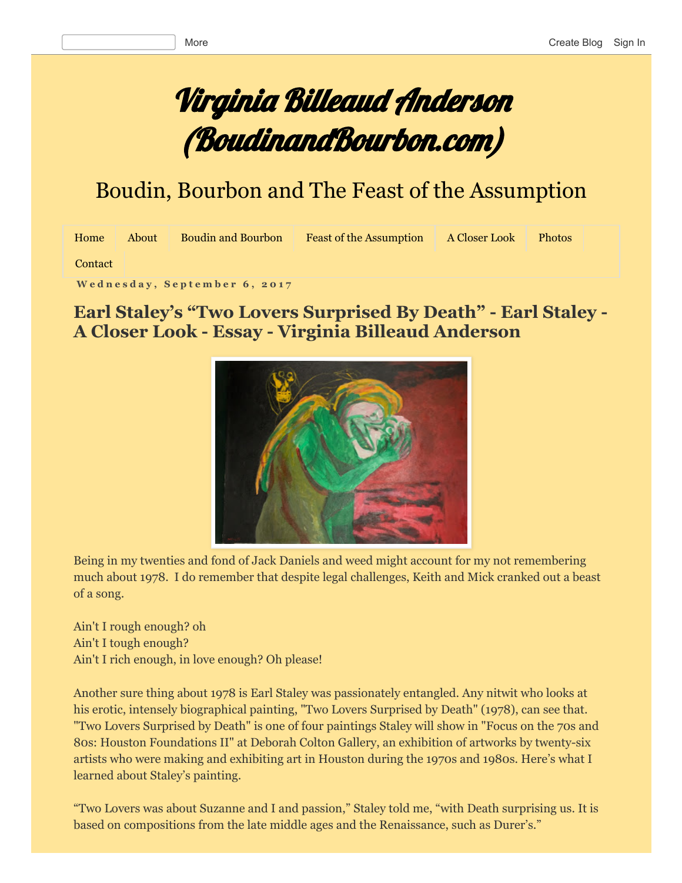# Virginia Billeaud Anderson (BoudinandBourbon.com)

## Boudin, Bourbon and The Feast of the Assumption

Home | About | Boudin and Bourbon | Feast of the Assumption | A Closer Look | Photos | Contact

Wednesday, September 6, 2017

## Earl Staley's "Two Lovers Surprised By Death" - Earl Staley - A Closer Look - Essay - Virginia Billeaud Anderson

Being in my twenties and fond of Jack Daniels and weed might account for my not remembering much about 1978. I do remember that despite legal challenges, Keith and Mick cranked out a beast of a song.

Ain't I rough enough? oh
Ain't I tough enough?
Ain't I rich enough, in love enough? Oh please!

Another sure thing about 1978 is Earl Staley was passionately entangled. Any nitwit who looks at his erotic, intensely biographical painting, "Two Lovers Surprised by Death" (1978), can see that. "Two Lovers Surprised by Death" is one of four paintings Staley will show in "Focus on the 70s and 80s: Houston Foundations II" at Deborah Colton Gallery, an exhibition of artworks by twenty-six artists who were making and exhibiting art in Houston during the 1970s and 1980s. Here's what I learned about Staley's painting.

"Two Lovers was about Suzanne and I and passion," Staley told me, "with Death surprising us. It is based on compositions from the late middle ages and the Renaissance, such as Durer's."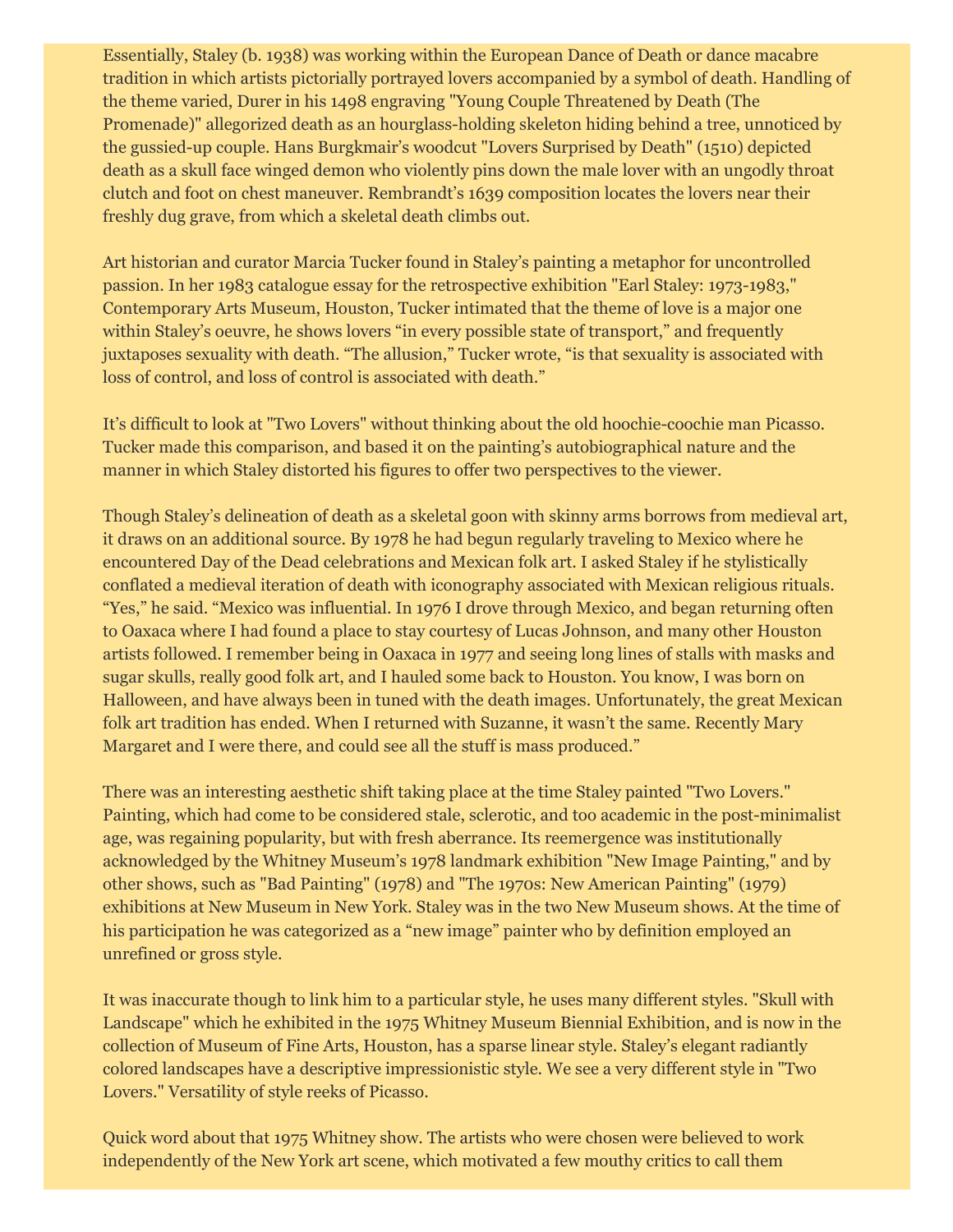Essentially, Staley (b. 1938) was working within the European Dance of Death or dance macabre tradition in which artists pictorially portrayed lovers accompanied by a symbol of death. Handling of the theme varied, Durer in his 1498 engraving "Young Couple Threatened by Death (The Promenade)" allegorized death as an hourglass-holding skeleton hiding behind a tree, unnoticed by the gussied-up couple. Hans Burgkmair's woodcut "Lovers Surprised by Death" (1510) depicted death as a skull face winged demon who violently pins down the male lover with an ungodly throat clutch and foot on chest maneuver. Rembrandt's 1639 composition locates the lovers near their freshly dug grave, from which a skeletal death climbs out.

Art historian and curator Marcia Tucker found in Staley's painting a metaphor for uncontrolled passion. In her 1983 catalogue essay for the retrospective exhibition "Earl Staley: 1973-1983," Contemporary Arts Museum, Houston, Tucker intimated that the theme of love is a major one within Staley's oeuvre, he shows lovers "in every possible state of transport," and frequently juxtaposes sexuality with death. "The allusion," Tucker wrote, "is that sexuality is associated with loss of control, and loss of control is associated with death."

It's difficult to look at "Two Lovers" without thinking about the old hoochie-coochie man Picasso. Tucker made this comparison, and based it on the painting's autobiographical nature and the manner in which Staley distorted his figures to offer two perspectives to the viewer.

Though Staley's delineation of death as a skeletal goon with skinny arms borrows from medieval art, it draws on an additional source. By 1978 he had begun regularly traveling to Mexico where he encountered Day of the Dead celebrations and Mexican folk art. I asked Staley if he stylistically conflated a medieval iteration of death with iconography associated with Mexican religious rituals. "Yes," he said. "Mexico was influential. In 1976 I drove through Mexico, and began returning often to Oaxaca where I had found a place to stay courtesy of Lucas Johnson, and many other Houston artists followed. I remember being in Oaxaca in 1977 and seeing long lines of stalls with masks and sugar skulls, really good folk art, and I hauled some back to Houston. You know, I was born on Halloween, and have always been in tuned with the death images. Unfortunately, the great Mexican folk art tradition has ended. When I returned with Suzanne, it wasn't the same. Recently Mary Margaret and I were there, and could see all the stuff is mass produced."

There was an interesting aesthetic shift taking place at the time Staley painted "Two Lovers." Painting, which had come to be considered stale, sclerotic, and too academic in the post-minimalist age, was regaining popularity, but with fresh aberrance. Its reemergence was institutionally acknowledged by the Whitney Museum's 1978 landmark exhibition "New Image Painting," and by other shows, such as "Bad Painting" (1978) and "The 1970s: New American Painting" (1979) exhibitions at New Museum in New York. Staley was in the two New Museum shows. At the time of his participation he was categorized as a "new image" painter who by definition employed an unrefined or gross style.

It was inaccurate though to link him to a particular style, he uses many different styles. "Skull with Landscape" which he exhibited in the 1975 Whitney Museum Biennial Exhibition, and is now in the collection of Museum of Fine Arts, Houston, has a sparse linear style. Staley's elegant radiantly colored landscapes have a descriptive impressionistic style. We see a very different style in "Two Lovers." Versatility of style reeks of Picasso.

Quick word about that 1975 Whitney show. The artists who were chosen were believed to work independently of the New York art scene, which motivated a few mouthy critics to call them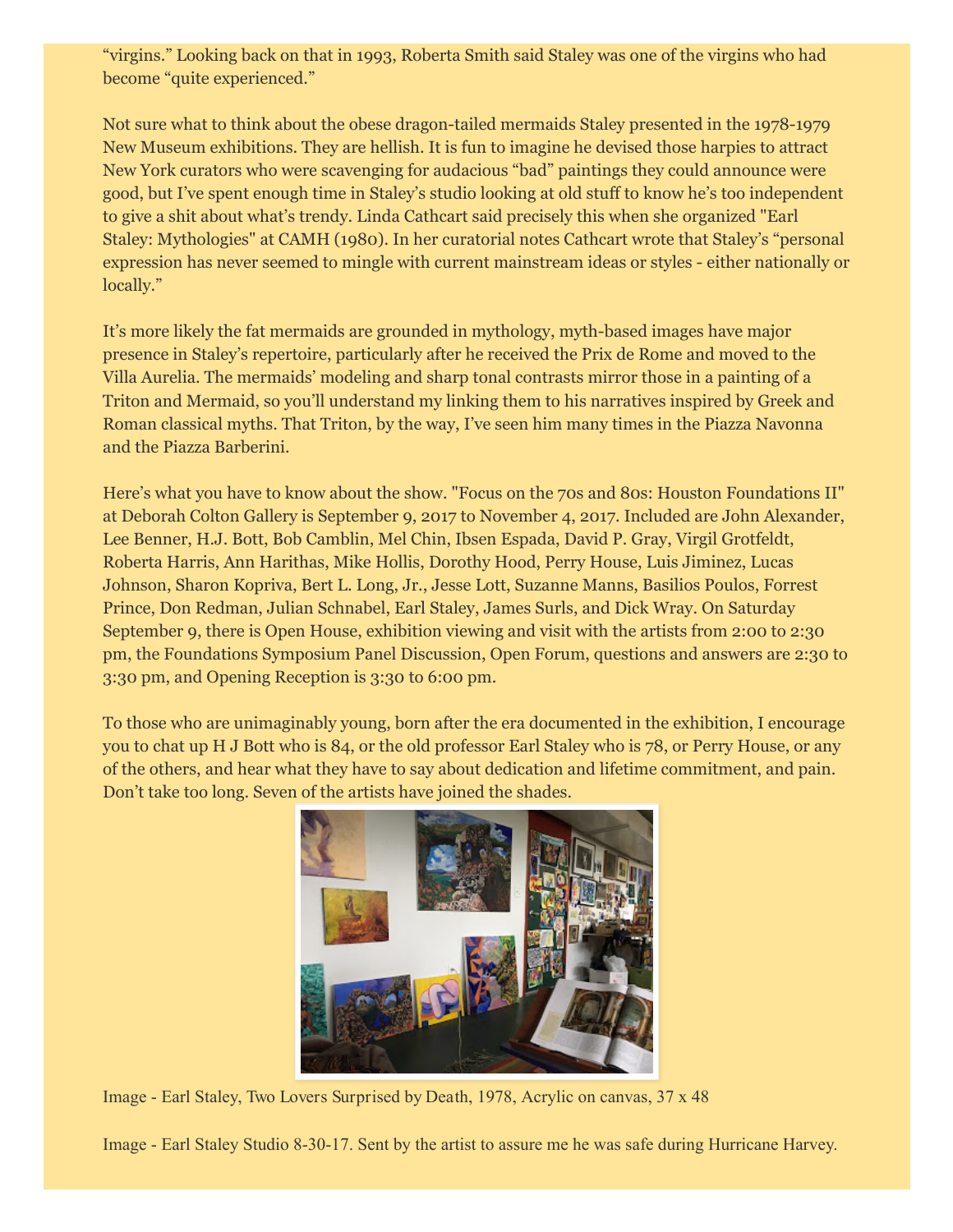"virgins." Looking back on that in 1993, Roberta Smith said Staley was one of the virgins who had become "quite experienced."

Not sure what to think about the obese dragon-tailed mermaids Staley presented in the 1978-1979 New Museum exhibitions. They are hellish. It is fun to imagine he devised those harpies to attract New York curators who were scavenging for audacious "bad" paintings they could announce were good, but I've spent enough time in Staley's studio looking at old stuff to know he's too independent to give a shit about what's trendy. Linda Cathcart said precisely this when she organized "Earl Staley: Mythologies" at CAMH (1980). In her curatorial notes Cathcart wrote that Staley's "personal expression has never seemed to mingle with current mainstream ideas or styles - either nationally or locally."

It's more likely the fat mermaids are grounded in mythology, myth-based images have major presence in Staley's repertoire, particularly after he received the Prix de Rome and moved to the Villa Aurelia. The mermaids' modeling and sharp tonal contrasts mirror those in a painting of a Triton and Mermaid, so you'll understand my linking them to his narratives inspired by Greek and Roman classical myths. That Triton, by the way, I've seen him many times in the Piazza Navonna and the Piazza Barberini.

Here's what you have to know about the show. "Focus on the 70s and 80s: Houston Foundations II" at Deborah Colton Gallery is September 9, 2017 to November 4, 2017. Included are John Alexander, Lee Benner, H.J. Bott, Bob Camblin, Mel Chin, Ibsen Espada, David P. Gray, Virgil Grotfeldt, Roberta Harris, Ann Harithas, Mike Hollis, Dorothy Hood, Perry House, Luis Jiminez, Lucas Johnson, Sharon Kopriva, Bert L. Long, Jr., Jesse Lott, Suzanne Manns, Basilios Poulos, Forrest Prince, Don Redman, Julian Schnabel, Earl Staley, James Surls, and Dick Wray. On Saturday September 9, there is Open House, exhibition viewing and visit with the artists from 2:00 to 2:30 pm, the Foundations Symposium Panel Discussion, Open Forum, questions and answers are 2:30 to 3:30 pm, and Opening Reception is 3:30 to 6:00 pm.

To those who are unimaginably young, born after the era documented in the exhibition, I encourage you to chat up H J Bott who is 84, or the old professor Earl Staley who is 78, or Perry House, or any of the others, and hear what they have to say about dedication and lifetime commitment, and pain. Don't take too long. Seven of the artists have joined the shades.

Image - Earl Staley, Two Lovers Surprised by Death, 1978, Acrylic on canvas, 37 x 48

Image - Earl Staley Studio 8-30-17. Sent by the artist to assure me he was safe during Hurricane Harvey.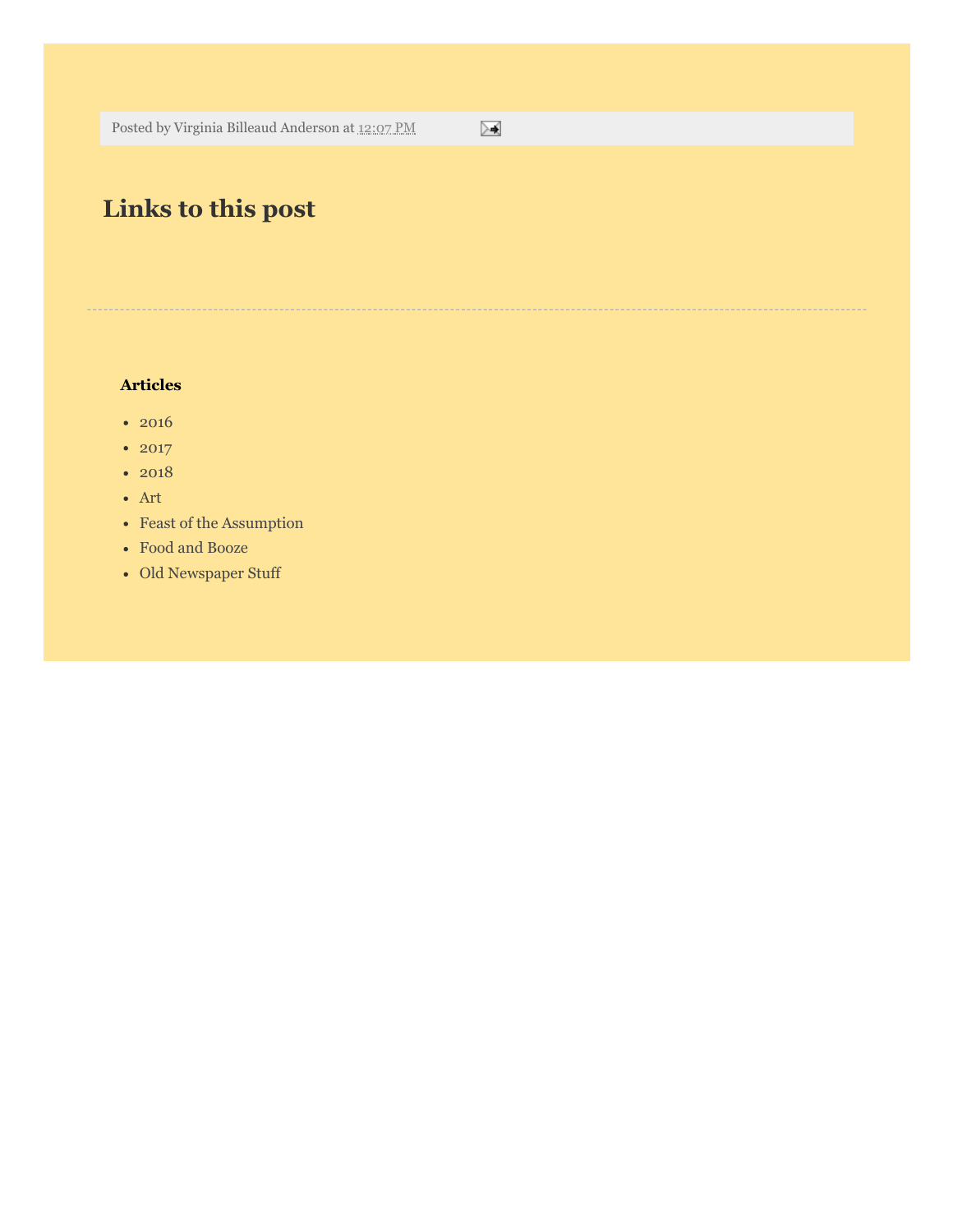Posted by Virginia Billeaud Anderson at 12:07 PM

## Links to this post

---

**Articles**

- 2016
- 2017
- 2018
- Art
- Feast of the Assumption
- Food and Booze
- Old Newspaper Stuff